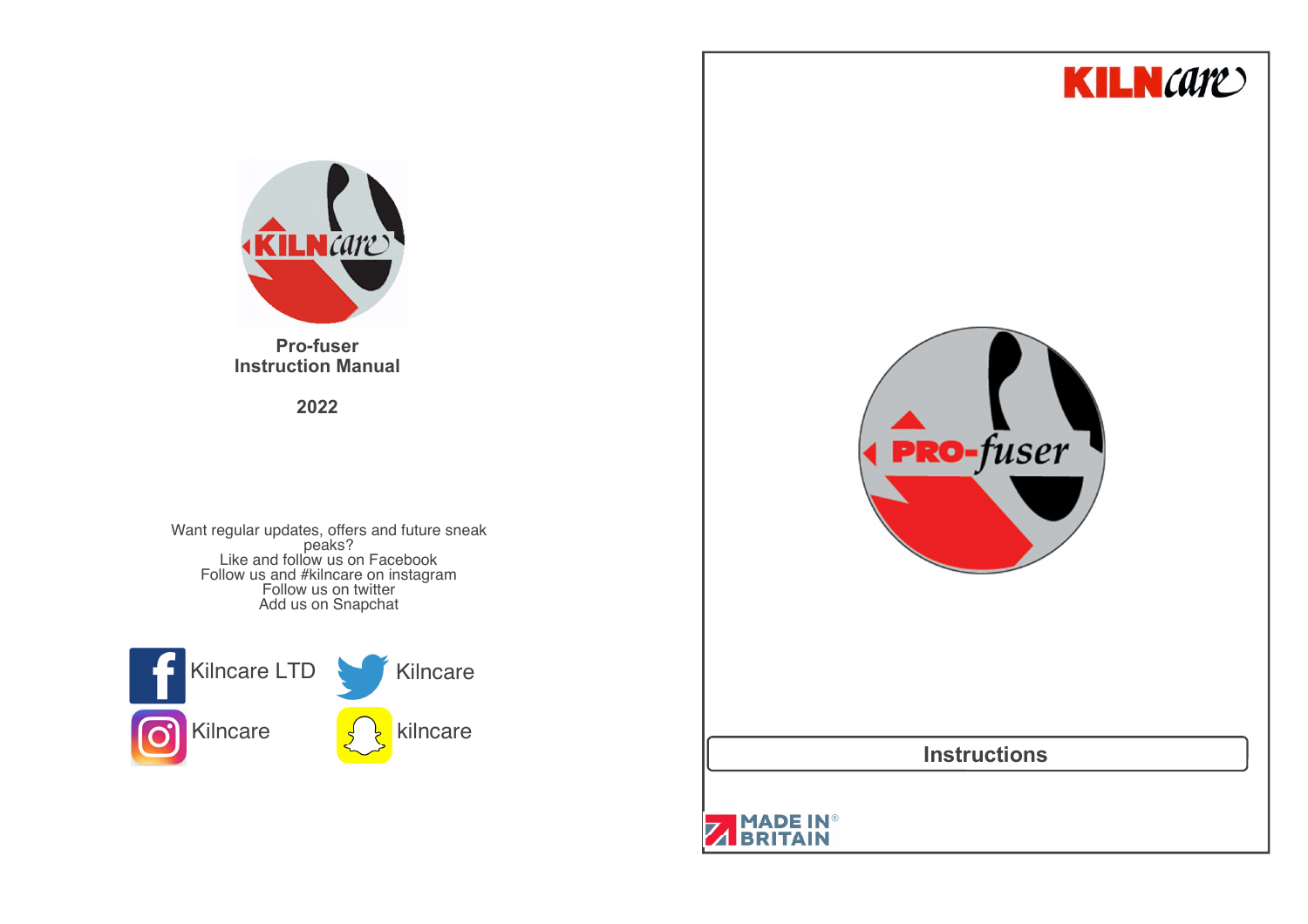**Pro-fuser**
**Instruction Manual**

**2022**

Want regular updates, offers and future sneak peaks?
Like and follow us on Facebook
Follow us and #kilncare on instagram
Follow us on twitter
Add us on Snapchat

Kilncare LTD

Kilncare

Kilncare

kilncare

KILNcare

PRO-fuser

## Instructions

MADE IN® BRITAIN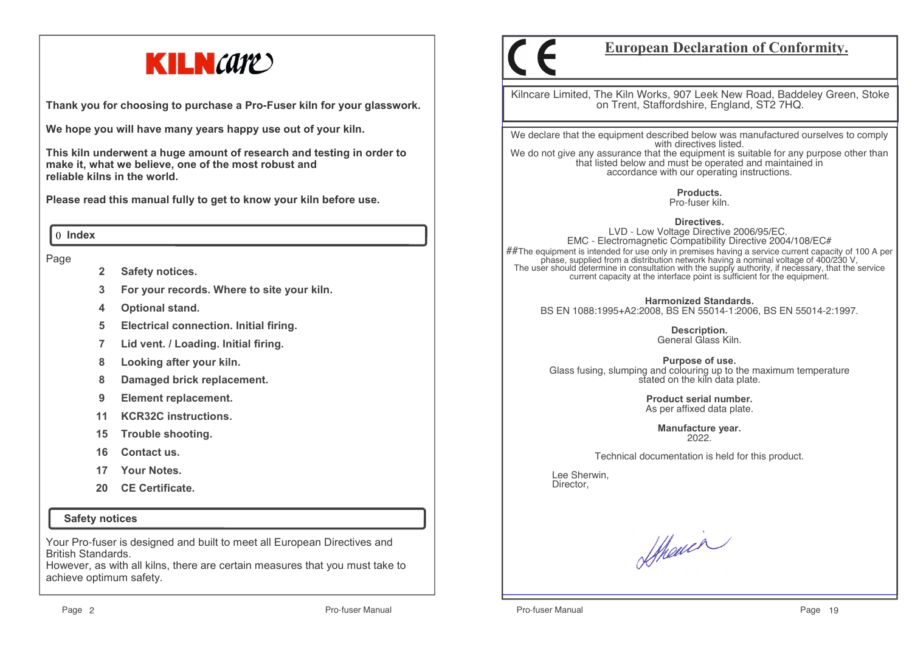# KILNcare

**Thank you for choosing to purchase a Pro-Fuser kiln for your glasswork.**

**We hope you will have many years happy use out of your kiln.**

**This kiln underwent a huge amount of research and testing in order to make it, what we believe, one of the most robust and reliable kilns in the world.**

**Please read this manual fully to get to know your kiln before use.**

## 0 Index

Page

| | |
|---|---|
| 2 | **Safety notices.** |
| 3 | **For your records. Where to site your kiln.** |
| 4 | **Optional stand.** |
| 5 | **Electrical connection. Initial firing.** |
| 7 | **Lid vent. / Loading. Initial firing.** |
| 8 | **Looking after your kiln.** |
| 8 | **Damaged brick replacement.** |
| 9 | **Element replacement.** |
| 11 | **KCR32C instructions.** |
| 15 | **Trouble shooting.** |
| 16 | **Contact us.** |
| 17 | **Your Notes.** |
| 20 | **CE Certificate.** |

## Safety notices

Your Pro-fuser is designed and built to meet all European Directives and British Standards.
However, as with all kilns, there are certain measures that you must take to achieve optimum safety.

# CE European Declaration of Conformity.

Kilncare Limited, The Kiln Works, 907 Leek New Road, Baddeley Green, Stoke on Trent, Staffordshire, England, ST2 7HQ.

We declare that the equipment described below was manufactured ourselves to comply with directives listed.
We do not give any assurance that the equipment is suitable for any purpose other than that listed below and must be operated and maintained in accordance with our operating instructions.

**Products.**
Pro-fuser kiln.

**Directives.**
LVD - Low Voltage Directive 2006/95/EC.
EMC - Electromagnetic Compatibility Directive 2004/108/EC#
##The equipment is intended for use only in premises having a service current capacity of 100 A per phase, supplied from a distribution network having a nominal voltage of 400/230 V,
The user should determine in consultation with the supply authority, if necessary, that the service current capacity at the interface point is sufficient for the equipment.

**Harmonized Standards.**
BS EN 1088:1995+A2:2008, BS EN 55014-1:2006, BS EN 55014-2:1997.

**Description.**
General Glass Kiln.

**Purpose of use.**
Glass fusing, slumping and colouring up to the maximum temperature stated on the kiln data plate.

**Product serial number.**
As per affixed data plate.

**Manufacture year.**
2022.

Technical documentation is held for this product.

Lee Sherwin,
Director,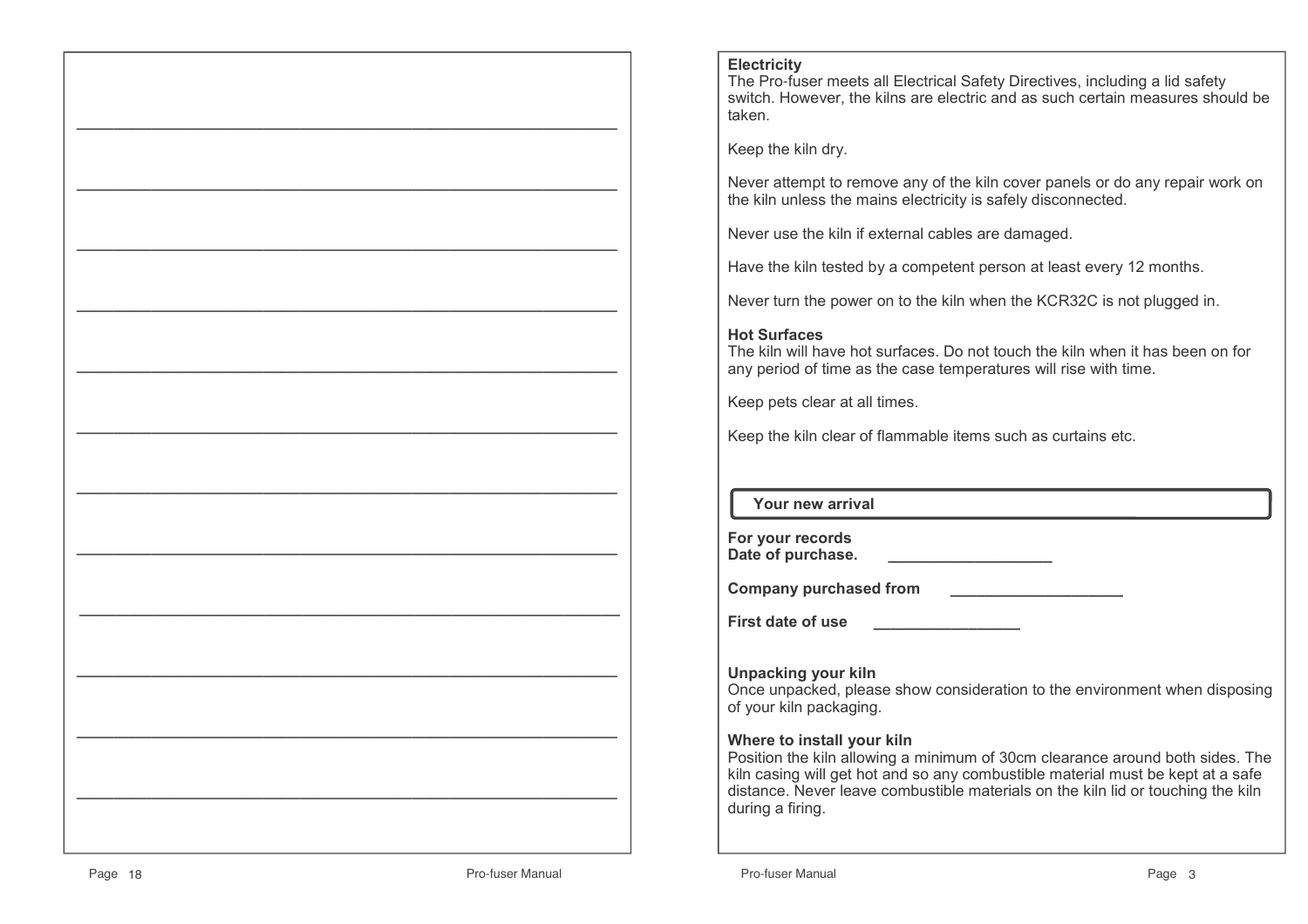**Electricity**

The Pro-fuser meets all Electrical Safety Directives, including a lid safety switch. However, the kilns are electric and as such certain measures should be taken.

Keep the kiln dry.

Never attempt to remove any of the kiln cover panels or do any repair work on the kiln unless the mains electricity is safely disconnected.

Never use the kiln if external cables are damaged.

Have the kiln tested by a competent person at least every 12 months.

Never turn the power on to the kiln when the KCR32C is not plugged in.

**Hot Surfaces**

The kiln will have hot surfaces. Do not touch the kiln when it has been on for any period of time as the case temperatures will rise with time.

Keep pets clear at all times.

Keep the kiln clear of flammable items such as curtains etc.

## Your new arrival

**For your records**
**Date of purchase.** ___________________

**Company purchased from** ____________________

**First date of use** _________________

**Unpacking your kiln**

Once unpacked, please show consideration to the environment when disposing of your kiln packaging.

**Where to install your kiln**

Position the kiln allowing a minimum of 30cm clearance around both sides. The kiln casing will get hot and so any combustible material must be kept at a safe distance. Never leave combustible materials on the kiln lid or touching the kiln during a firing.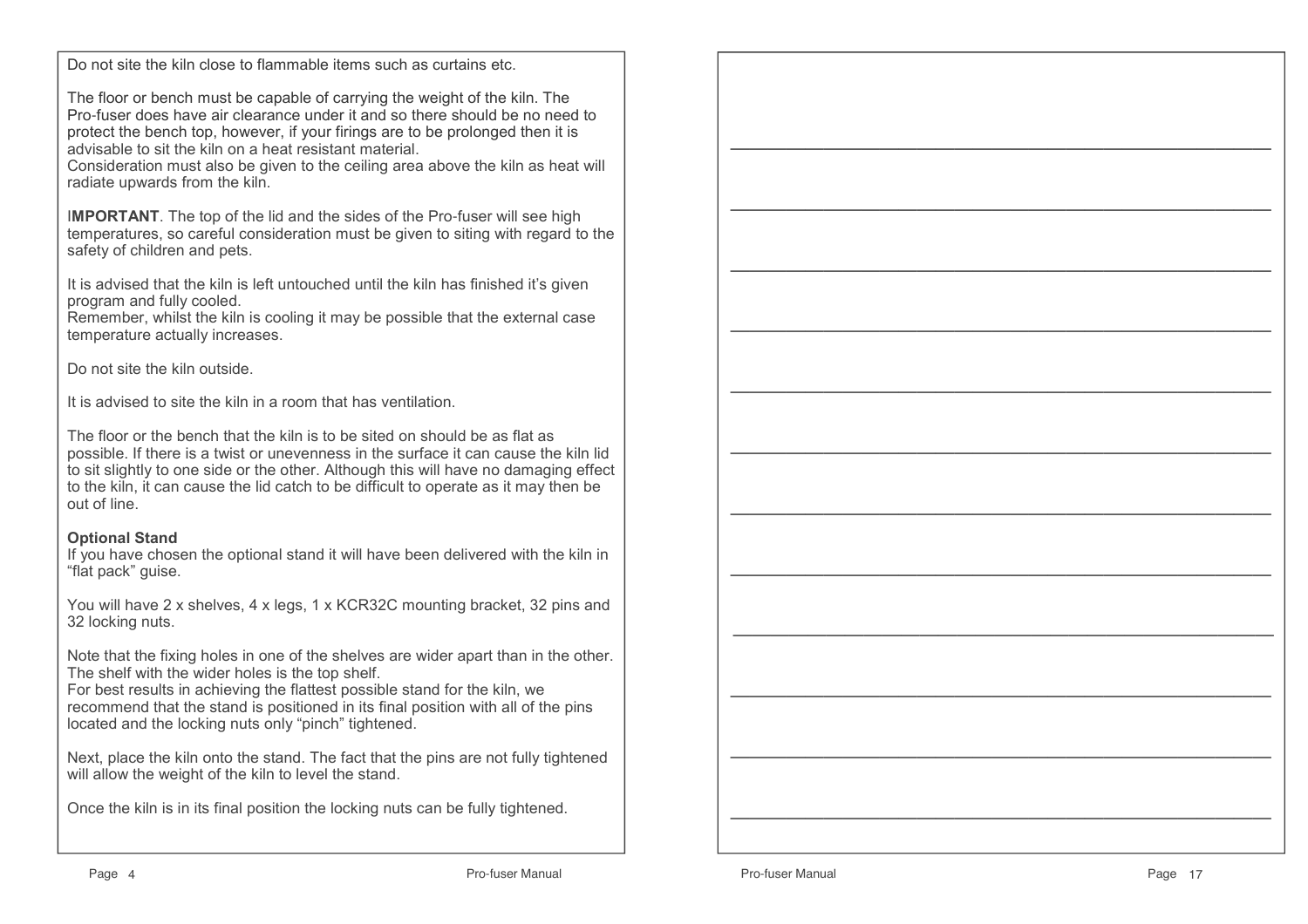Do not site the kiln close to flammable items such as curtains etc.

The floor or bench must be capable of carrying the weight of the kiln. The Pro-fuser does have air clearance under it and so there should be no need to protect the bench top, however, if your firings are to be prolonged then it is advisable to sit the kiln on a heat resistant material.
Consideration must also be given to the ceiling area above the kiln as heat will radiate upwards from the kiln.

**IMPORTANT**. The top of the lid and the sides of the Pro-fuser will see high temperatures, so careful consideration must be given to siting with regard to the safety of children and pets.

It is advised that the kiln is left untouched until the kiln has finished it's given program and fully cooled.
Remember, whilst the kiln is cooling it may be possible that the external case temperature actually increases.

Do not site the kiln outside.

It is advised to site the kiln in a room that has ventilation.

The floor or the bench that the kiln is to be sited on should be as flat as possible. If there is a twist or unevenness in the surface it can cause the kiln lid to sit slightly to one side or the other. Although this will have no damaging effect to the kiln, it can cause the lid catch to be difficult to operate as it may then be out of line.

**Optional Stand**
If you have chosen the optional stand it will have been delivered with the kiln in "flat pack" guise.

You will have 2 x shelves, 4 x legs, 1 x KCR32C mounting bracket, 32 pins and 32 locking nuts.

Note that the fixing holes in one of the shelves are wider apart than in the other. The shelf with the wider holes is the top shelf.
For best results in achieving the flattest possible stand for the kiln, we recommend that the stand is positioned in its final position with all of the pins located and the locking nuts only "pinch" tightened.

Next, place the kiln onto the stand. The fact that the pins are not fully tightened will allow the weight of the kiln to level the stand.

Once the kiln is in its final position the locking nuts can be fully tightened.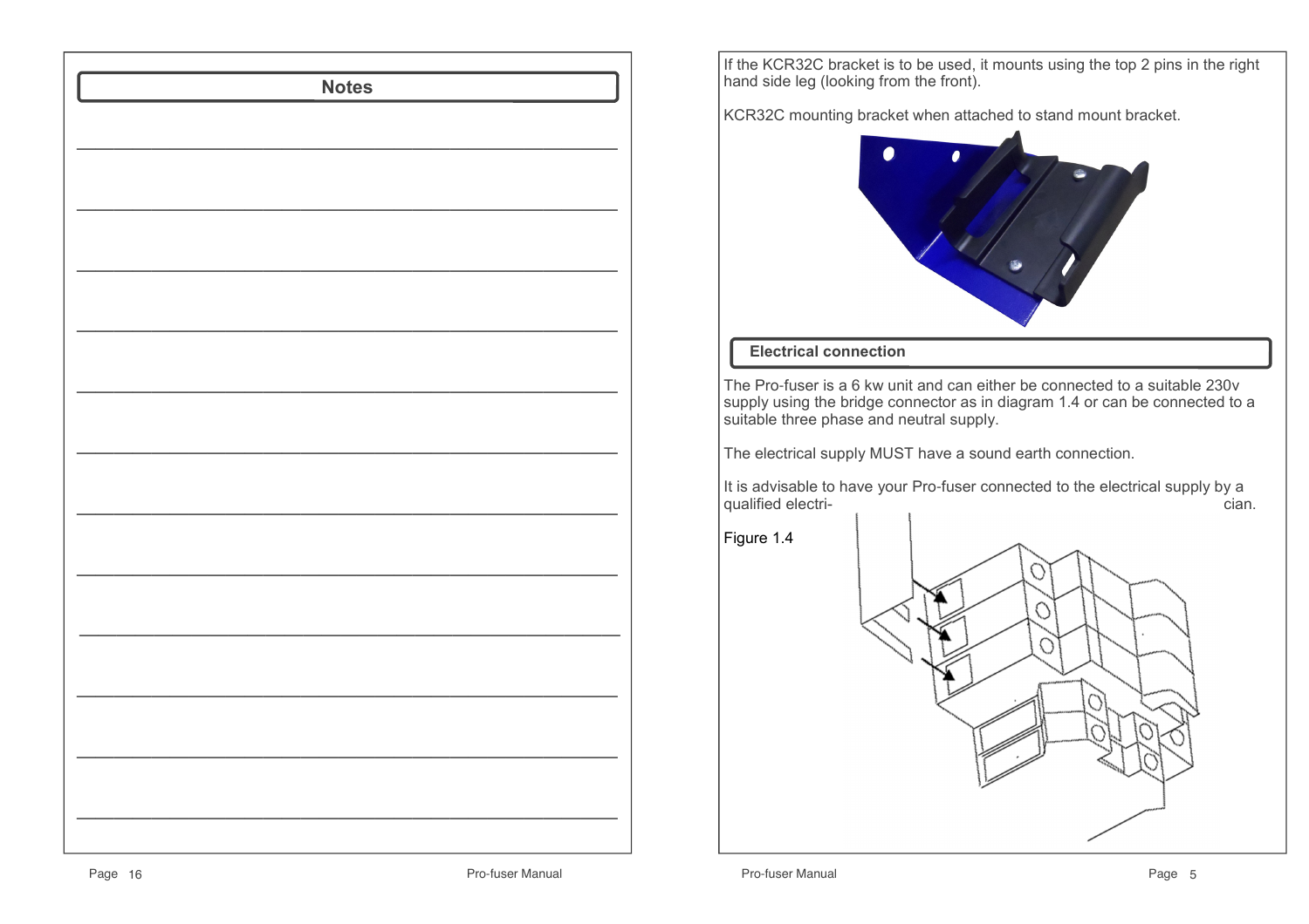## Notes

---

---

---

---

---

---

---

---

---

---

---

---

If the KCR32C bracket is to be used, it mounts using the top 2 pins in the right hand side leg (looking from the front).

KCR32C mounting bracket when attached to stand mount bracket.

## Electrical connection

The Pro-fuser is a 6 kw unit and can either be connected to a suitable 230v supply using the bridge connector as in diagram 1.4 or can be connected to a suitable three phase and neutral supply.

The electrical supply MUST have a sound earth connection.

It is advisable to have your Pro-fuser connected to the electrical supply by a qualified electrician.

Figure 1.4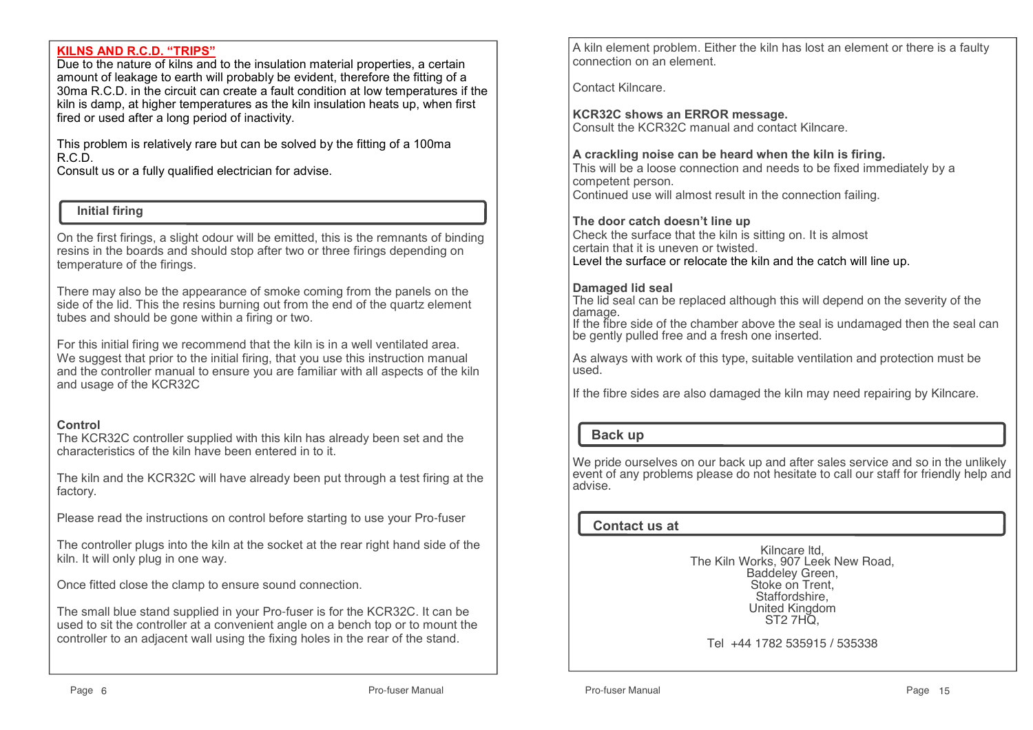## KILNS AND R.C.D. "TRIPS"

Due to the nature of kilns and to the insulation material properties, a certain amount of leakage to earth will probably be evident, therefore the fitting of a 30ma R.C.D. in the circuit can create a fault condition at low temperatures if the kiln is damp, at higher temperatures as the kiln insulation heats up, when first fired or used after a long period of inactivity.

This problem is relatively rare but can be solved by the fitting of a 100ma R.C.D.
Consult us or a fully qualified electrician for advise.

## Initial firing

On the first firings, a slight odour will be emitted, this is the remnants of binding resins in the boards and should stop after two or three firings depending on temperature of the firings.

There may also be the appearance of smoke coming from the panels on the side of the lid. This the resins burning out from the end of the quartz element tubes and should be gone within a firing or two.

For this initial firing we recommend that the kiln is in a well ventilated area. We suggest that prior to the initial firing, that you use this instruction manual and the controller manual to ensure you are familiar with all aspects of the kiln and usage of the KCR32C

**Control**
The KCR32C controller supplied with this kiln has already been set and the characteristics of the kiln have been entered in to it.

The kiln and the KCR32C will have already been put through a test firing at the factory.

Please read the instructions on control before starting to use your Pro-fuser

The controller plugs into the kiln at the socket at the rear right hand side of the kiln. It will only plug in one way.

Once fitted close the clamp to ensure sound connection.

The small blue stand supplied in your Pro-fuser is for the KCR32C. It can be used to sit the controller at a convenient angle on a bench top or to mount the controller to an adjacent wall using the fixing holes in the rear of the stand.

A kiln element problem. Either the kiln has lost an element or there is a faulty connection on an element.

Contact Kilncare.

**KCR32C shows an ERROR message.**
Consult the KCR32C manual and contact Kilncare.

**A crackling noise can be heard when the kiln is firing.**
This will be a loose connection and needs to be fixed immediately by a competent person.
Continued use will almost result in the connection failing.

**The door catch doesn't line up**
Check the surface that the kiln is sitting on. It is almost certain that it is uneven or twisted.
Level the surface or relocate the kiln and the catch will line up.

**Damaged lid seal**
The lid seal can be replaced although this will depend on the severity of the damage.
If the fibre side of the chamber above the seal is undamaged then the seal can be gently pulled free and a fresh one inserted.

As always with work of this type, suitable ventilation and protection must be used.

If the fibre sides are also damaged the kiln may need repairing by Kilncare.

## Back up

We pride ourselves on our back up and after sales service and so in the unlikely event of any problems please do not hesitate to call our staff for friendly help and advise.

## Contact us at

Kilncare ltd,
The Kiln Works, 907 Leek New Road,
Baddeley Green,
Stoke on Trent,
Staffordshire,
United Kingdom
ST2 7HQ,

Tel +44 1782 535915 / 535338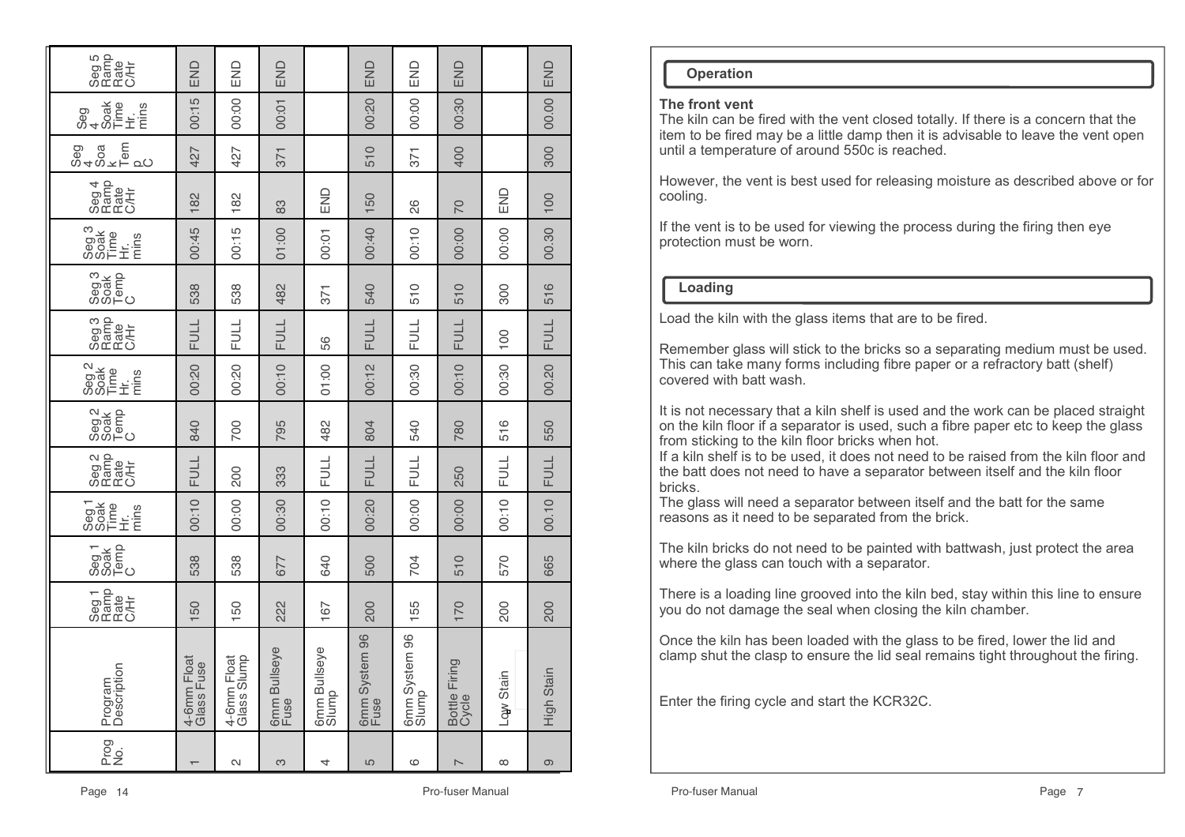| Prog No. | Program Description | Seg 1 Ramp Rate C/Hr | Seg 1 Soak Temp C | Seg1 Soak Time Hr. mins | Seg 2 Ramp Rate C/Hr | Seg 2 Soak Temp C | Seg 2 Soak Time Hr. mins | Seg 3 Ramp Rate C/Hr | Seg 3 Soak Temp C | Seg 3 Soak Time Hr. mins | Seg 4 Ramp Rate C/Hr | Seg 4 Soak Temp C | Seg 4 Soak Time Hr. mins | Seg 5 Ramp Rate C/Hr |
|---|---|---|---|---|---|---|---|---|---|---|---|---|---|---|
| 1 | 4-6mm Float Glass Fuse | 150 | 538 | 00:10 | FULL | 840 | 00:20 | FULL | 538 | 00:45 | 182 | 427 | 00:15 | END |
| 2 | 4-6mm Float Glass Slump | 150 | 538 | 00:00 | 200 | 700 | 00:20 | FULL | 538 | 00:15 | 182 | 427 | 00:00 | END |
| 3 | 6mm Bullseye Fuse | 222 | 677 | 00:30 | 333 | 795 | 00:10 | FULL | 482 | 01:00 | 83 | 371 | 00:01 | END |
| 4 | 6mm Bullseye Slump | 167 | 640 | 00:10 | FULL | 482 | 01:00 | 56 | 371 | 00:01 | END | | | |
| 5 | 6mm System 96 Fuse | 200 | 500 | 00:20 | FULL | 804 | 00:12 | FULL | 540 | 00:40 | 150 | 510 | 00:20 | END |
| 6 | 6mm System 96 Slump | 155 | 704 | 00:00 | FULL | 540 | 00:30 | FULL | 510 | 00:10 | 26 | 371 | 00:00 | END |
| 7 | Bottle Firing Cycle | 170 | 510 | 00:00 | 250 | 780 | 00:10 | FULL | 510 | 00:00 | 70 | 400 | 00:30 | END |
| 8 | Low Stain | 200 | 570 | 00:10 | FULL | 516 | 00:30 | 100 | 300 | 00:00 | END | | | |
| 9 | High Stain | 200 | 665 | 00.10 | FULL | 550 | 00.20 | FULL | 516 | 00.30 | 100 | 300 | 00.00 | END |

## Operation

**The front vent**

The kiln can be fired with the vent closed totally. If there is a concern that the item to be fired may be a little damp then it is advisable to leave the vent open until a temperature of around 550c is reached.

However, the vent is best used for releasing moisture as described above or for cooling.

If the vent is to be used for viewing the process during the firing then eye protection must be worn.

## Loading

Load the kiln with the glass items that are to be fired.

Remember glass will stick to the bricks so a separating medium must be used. This can take many forms including fibre paper or a refractory batt (shelf) covered with batt wash.

It is not necessary that a kiln shelf is used and the work can be placed straight on the kiln floor if a separator is used, such a fibre paper etc to keep the glass from sticking to the kiln floor bricks when hot.

If a kiln shelf is to be used, it does not need to be raised from the kiln floor and the batt does not need to have a separator between itself and the kiln floor bricks.

The glass will need a separator between itself and the batt for the same reasons as it need to be separated from the brick.

The kiln bricks do not need to be painted with battwash, just protect the area where the glass can touch with a separator.

There is a loading line grooved into the kiln bed, stay within this line to ensure you do not damage the seal when closing the kiln chamber.

Once the kiln has been loaded with the glass to be fired, lower the lid and clamp shut the clasp to ensure the lid seal remains tight throughout the firing.

Enter the firing cycle and start the KCR32C.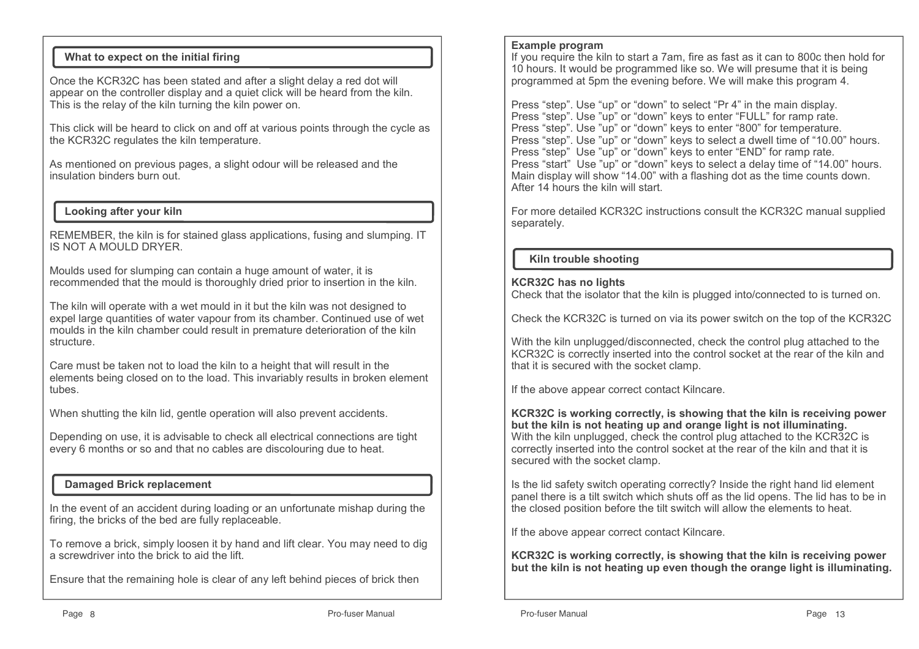## What to expect on the initial firing

Once the KCR32C has been stated and after a slight delay a red dot will appear on the controller display and a quiet click will be heard from the kiln. This is the relay of the kiln turning the kiln power on.

This click will be heard to click on and off at various points through the cycle as the KCR32C regulates the kiln temperature.

As mentioned on previous pages, a slight odour will be released and the insulation binders burn out.

## Looking after your kiln

REMEMBER, the kiln is for stained glass applications, fusing and slumping. IT IS NOT A MOULD DRYER.

Moulds used for slumping can contain a huge amount of water, it is recommended that the mould is thoroughly dried prior to insertion in the kiln.

The kiln will operate with a wet mould in it but the kiln was not designed to expel large quantities of water vapour from its chamber. Continued use of wet moulds in the kiln chamber could result in premature deterioration of the kiln structure.

Care must be taken not to load the kiln to a height that will result in the elements being closed on to the load. This invariably results in broken element tubes.

When shutting the kiln lid, gentle operation will also prevent accidents.

Depending on use, it is advisable to check all electrical connections are tight every 6 months or so and that no cables are discolouring due to heat.

## Damaged Brick replacement

In the event of an accident during loading or an unfortunate mishap during the firing, the bricks of the bed are fully replaceable.

To remove a brick, simply loosen it by hand and lift clear. You may need to dig a screwdriver into the brick to aid the lift.

Ensure that the remaining hole is clear of any left behind pieces of brick then

**Example program**
If you require the kiln to start a 7am, fire as fast as it can to 800c then hold for 10 hours. It would be programmed like so. We will presume that it is being programmed at 5pm the evening before. We will make this program 4.

Press “step”. Use “up” or “down” to select “Pr 4” in the main display.
Press “step”. Use ”up” or “down” keys to enter “FULL” for ramp rate.
Press “step”. Use ”up” or “down” keys to enter “800” for temperature.
Press “step”. Use ”up” or “down” keys to select a dwell time of “10.00” hours.
Press “step” Use ”up” or “down” keys to enter “END” for ramp rate.
Press “start” Use ”up” or “down” keys to select a delay time of “14.00” hours.
Main display will show “14.00” with a flashing dot as the time counts down.
After 14 hours the kiln will start.

For more detailed KCR32C instructions consult the KCR32C manual supplied separately.

## Kiln trouble shooting

**KCR32C has no lights**
Check that the isolator that the kiln is plugged into/connected to is turned on.

Check the KCR32C is turned on via its power switch on the top of the KCR32C

With the kiln unplugged/disconnected, check the control plug attached to the KCR32C is correctly inserted into the control socket at the rear of the kiln and that it is secured with the socket clamp.

If the above appear correct contact Kilncare.

**KCR32C is working correctly, is showing that the kiln is receiving power but the kiln is not heating up and orange light is not illuminating.**
With the kiln unplugged, check the control plug attached to the KCR32C is correctly inserted into the control socket at the rear of the kiln and that it is secured with the socket clamp.

Is the lid safety switch operating correctly? Inside the right hand lid element panel there is a tilt switch which shuts off as the lid opens. The lid has to be in the closed position before the tilt switch will allow the elements to heat.

If the above appear correct contact Kilncare.

**KCR32C is working correctly, is showing that the kiln is receiving power but the kiln is not heating up even though the orange light is illuminating.**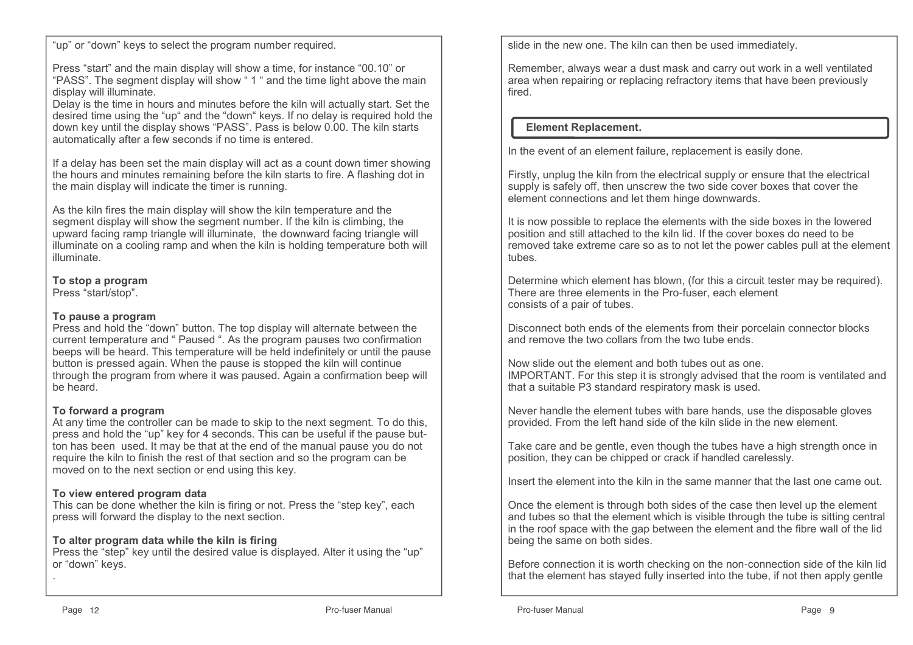"up" or "down" keys to select the program number required.

Press "start" and the main display will show a time, for instance "00.10" or "PASS". The segment display will show " 1 " and the time light above the main display will illuminate.
Delay is the time in hours and minutes before the kiln will actually start. Set the desired time using the "up" and the "down" keys. If no delay is required hold the down key until the display shows "PASS". Pass is below 0.00. The kiln starts automatically after a few seconds if no time is entered.

If a delay has been set the main display will act as a count down timer showing the hours and minutes remaining before the kiln starts to fire. A flashing dot in the main display will indicate the timer is running.

As the kiln fires the main display will show the kiln temperature and the segment display will show the segment number. If the kiln is climbing, the upward facing ramp triangle will illuminate, the downward facing triangle will illuminate on a cooling ramp and when the kiln is holding temperature both will illuminate.

**To stop a program**
Press "start/stop".

**To pause a program**
Press and hold the "down" button. The top display will alternate between the current temperature and " Paused ". As the program pauses two confirmation beeps will be heard. This temperature will be held indefinitely or until the pause button is pressed again. When the pause is stopped the kiln will continue through the program from where it was paused. Again a confirmation beep will be heard.

**To forward a program**
At any time the controller can be made to skip to the next segment. To do this, press and hold the "up" key for 4 seconds. This can be useful if the pause button has been used. It may be that at the end of the manual pause you do not require the kiln to finish the rest of that section and so the program can be moved on to the next section or end using this key.

**To view entered program data**
This can be done whether the kiln is firing or not. Press the "step key", each press will forward the display to the next section.

**To alter program data while the kiln is firing**
Press the "step" key until the desired value is displayed. Alter it using the "up" or "down" keys.

slide in the new one. The kiln can then be used immediately.

Remember, always wear a dust mask and carry out work in a well ventilated area when repairing or replacing refractory items that have been previously fired.

## Element Replacement.

In the event of an element failure, replacement is easily done.

Firstly, unplug the kiln from the electrical supply or ensure that the electrical supply is safely off, then unscrew the two side cover boxes that cover the element connections and let them hinge downwards.

It is now possible to replace the elements with the side boxes in the lowered position and still attached to the kiln lid. If the cover boxes do need to be removed take extreme care so as to not let the power cables pull at the element tubes.

Determine which element has blown, (for this a circuit tester may be required). There are three elements in the Pro-fuser, each element consists of a pair of tubes.

Disconnect both ends of the elements from their porcelain connector blocks and remove the two collars from the two tube ends.

Now slide out the element and both tubes out as one.
IMPORTANT. For this step it is strongly advised that the room is ventilated and that a suitable P3 standard respiratory mask is used.

Never handle the element tubes with bare hands, use the disposable gloves provided. From the left hand side of the kiln slide in the new element.

Take care and be gentle, even though the tubes have a high strength once in position, they can be chipped or crack if handled carelessly.

Insert the element into the kiln in the same manner that the last one came out.

Once the element is through both sides of the case then level up the element and tubes so that the element which is visible through the tube is sitting central in the roof space with the gap between the element and the fibre wall of the lid being the same on both sides.

Before connection it is worth checking on the non-connection side of the kiln lid that the element has stayed fully inserted into the tube, if not then apply gentle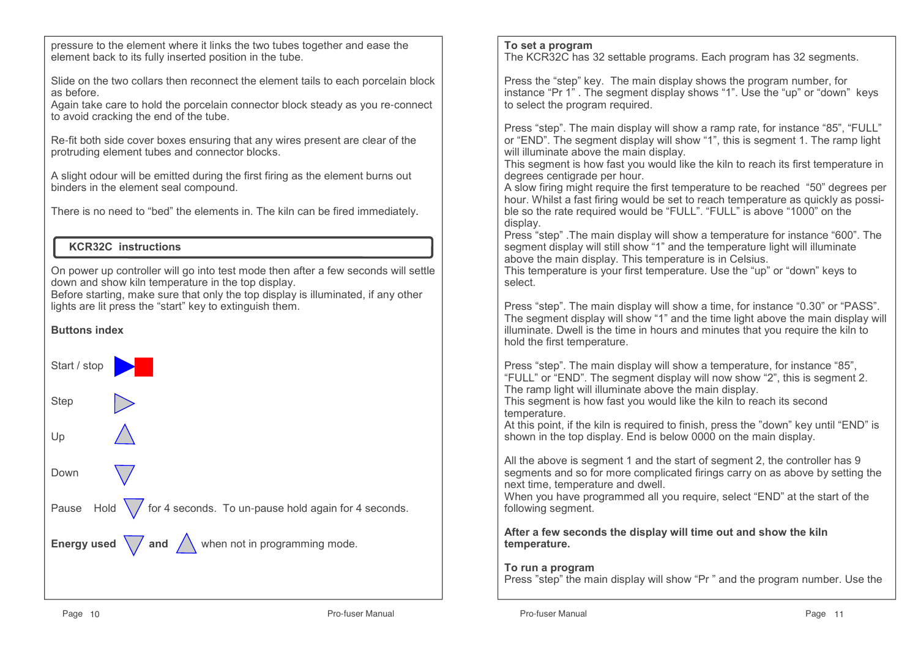pressure to the element where it links the two tubes together and ease the element back to its fully inserted position in the tube.

Slide on the two collars then reconnect the element tails to each porcelain block as before.
Again take care to hold the porcelain connector block steady as you re-connect to avoid cracking the end of the tube.

Re-fit both side cover boxes ensuring that any wires present are clear of the protruding element tubes and connector blocks.

A slight odour will be emitted during the first firing as the element burns out binders in the element seal compound.

There is no need to "bed" the elements in. The kiln can be fired immediately.

## KCR32C instructions

On power up controller will go into test mode then after a few seconds will settle down and show kiln temperature in the top display.
Before starting, make sure that only the top display is illuminated, if any other lights are lit press the "start" key to extinguish them.

**Buttons index**

Start / stop

Step

Up

Down

Pause Hold (down) for 4 seconds. To un-pause hold again for 4 seconds.

**Energy used** (down) **and** (up) when not in programming mode.

**To set a program**
The KCR32C has 32 settable programs. Each program has 32 segments.

Press the "step" key. The main display shows the program number, for instance "Pr 1" . The segment display shows "1". Use the "up" or "down" keys to select the program required.

Press "step". The main display will show a ramp rate, for instance "85", "FULL" or "END". The segment display will show "1", this is segment 1. The ramp light will illuminate above the main display.
This segment is how fast you would like the kiln to reach its first temperature in degrees centigrade per hour.
A slow firing might require the first temperature to be reached "50" degrees per hour. Whilst a fast firing would be set to reach temperature as quickly as possible so the rate required would be "FULL". "FULL" is above "1000" on the display.
Press "step" .The main display will show a temperature for instance "600". The segment display will still show "1" and the temperature light will illuminate above the main display. This temperature is in Celsius.
This temperature is your first temperature. Use the "up" or "down" keys to select.

Press "step". The main display will show a time, for instance "0.30" or "PASS". The segment display will show "1" and the time light above the main display will illuminate. Dwell is the time in hours and minutes that you require the kiln to hold the first temperature.

Press "step". The main display will show a temperature, for instance "85", "FULL" or "END". The segment display will now show "2", this is segment 2. The ramp light will illuminate above the main display.
This segment is how fast you would like the kiln to reach its second temperature.
At this point, if the kiln is required to finish, press the "down" key until "END" is shown in the top display. End is below 0000 on the main display.

All the above is segment 1 and the start of segment 2, the controller has 9 segments and so for more complicated firings carry on as above by setting the next time, temperature and dwell.
When you have programmed all you require, select "END" at the start of the following segment.

**After a few seconds the display will time out and show the kiln temperature.**

**To run a program**
Press "step" the main display will show "Pr " and the program number. Use the